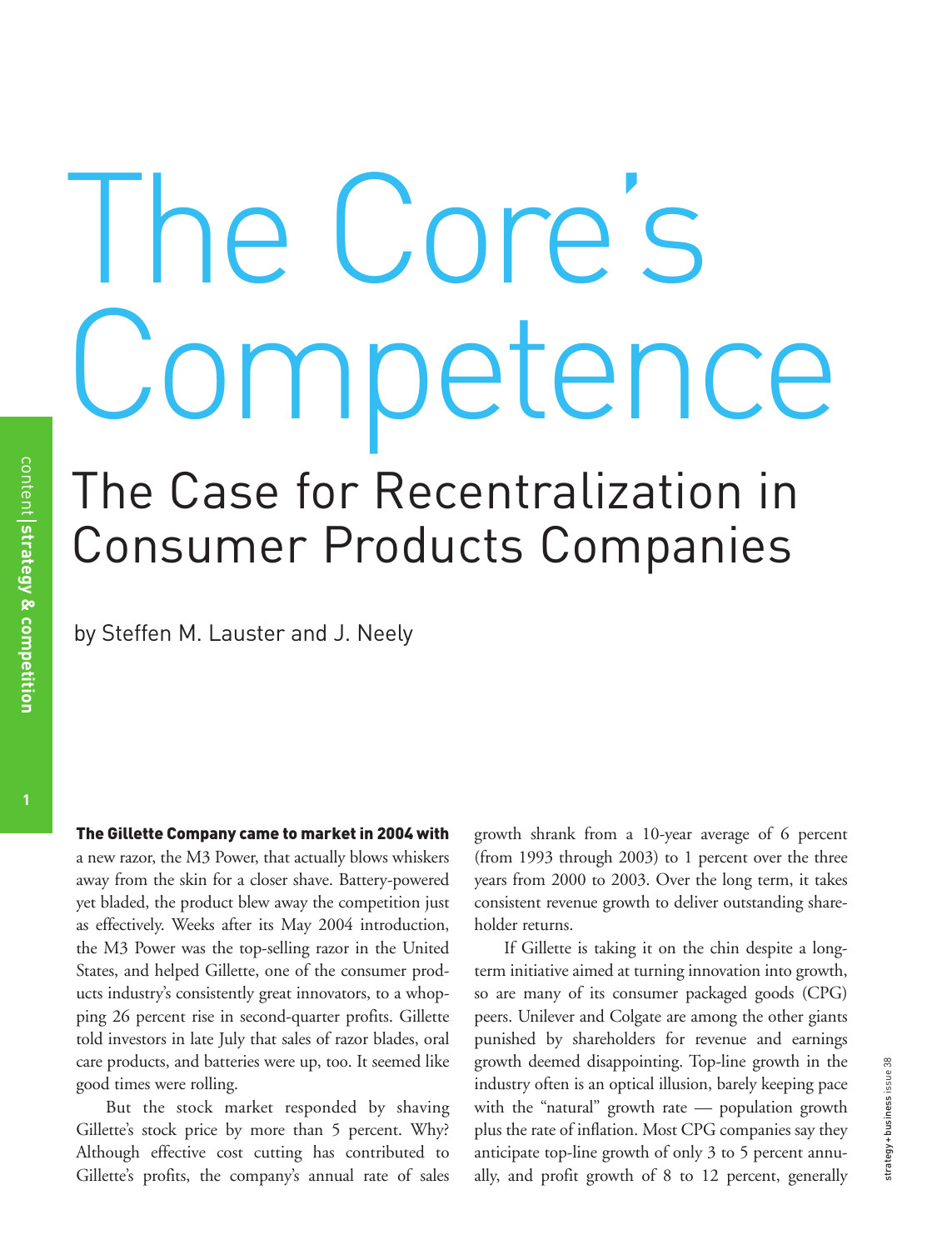# The Core's Competence

## The Case for Recentralization in Consumer Products Companies

by Steffen M. Lauster and J. Neely

**The Gillette Company came to market in 2004 with** a new razor, the M3 Power, that actually blows whiskers away from the skin for a closer shave. Battery-powered yet bladed, the product blew away the competition just as effectively. Weeks after its May 2004 introduction, the M3 Power was the top-selling razor in the United States, and helped Gillette, one of the consumer products industry's consistently great innovators, to a whopping 26 percent rise in second-quarter profits. Gillette told investors in late July that sales of razor blades, oral care products, and batteries were up, too. It seemed like good times were rolling.

But the stock market responded by shaving Gillette's stock price by more than 5 percent. Why? Although effective cost cutting has contributed to Gillette's profits, the company's annual rate of sales growth shrank from a 10-year average of 6 percent (from 1993 through 2003) to 1 percent over the three years from 2000 to 2003. Over the long term, it takes consistent revenue growth to deliver outstanding shareholder returns.

If Gillette is taking it on the chin despite a long-term initiative aimed at turning innovation into growth, so are many of its consumer packaged goods (CPG) peers. Unilever and Colgate are among the other giants punished by shareholders for revenue and earnings growth deemed disappointing. Top-line growth in the industry often is an optical illusion, barely keeping pace with the "natural" growth rate — population growth plus the rate of inflation. Most CPG companies say they anticipate top-line growth of only 3 to 5 percent annually, and profit growth of 8 to 12 percent, generally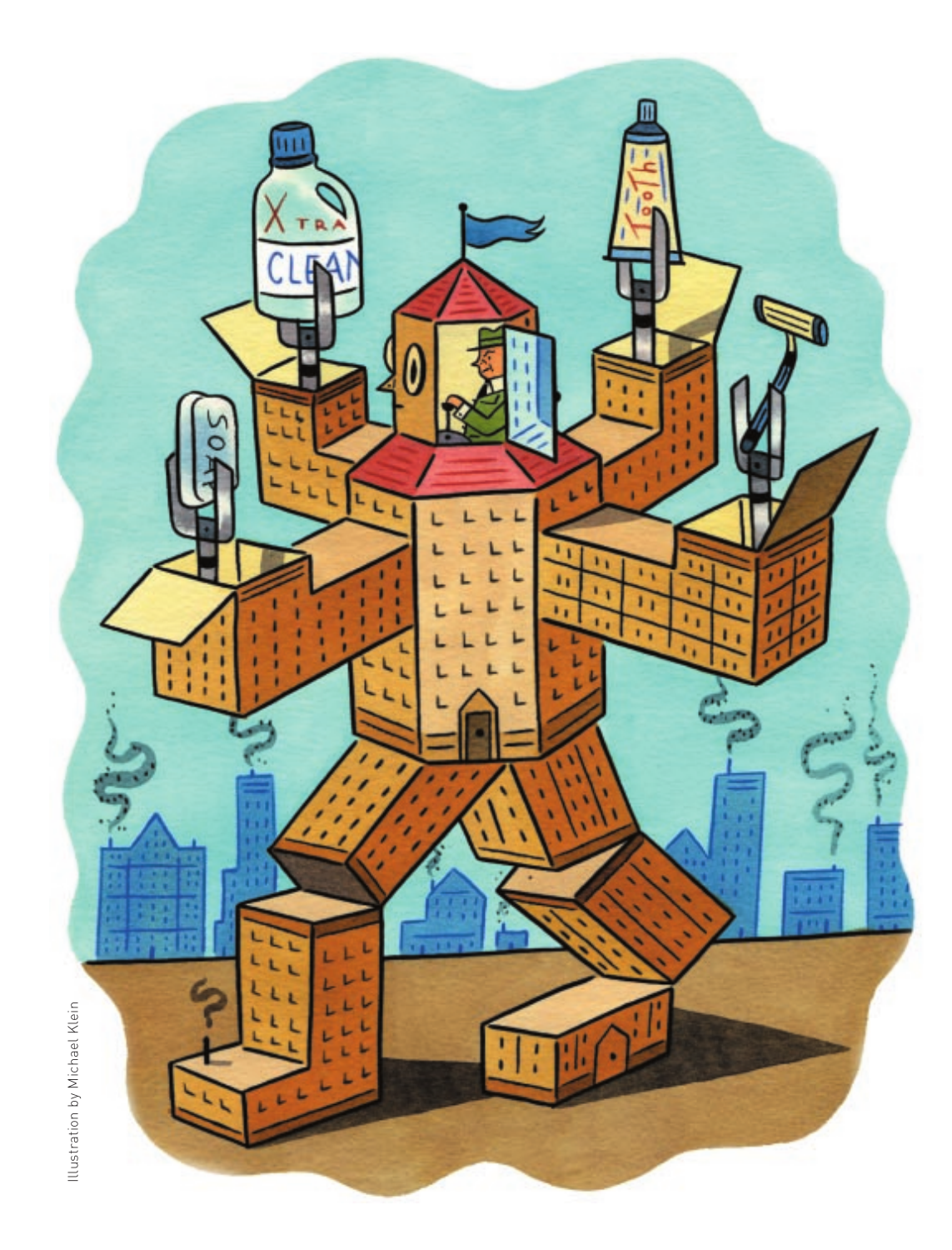Illustration by Michael Klein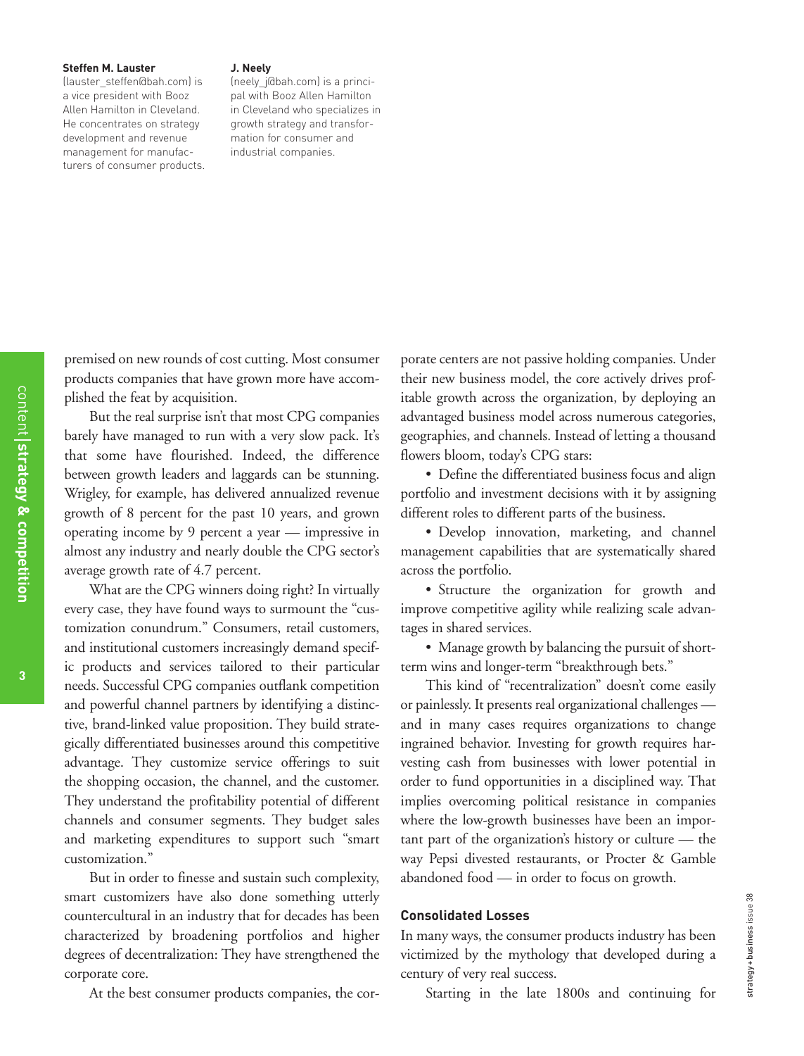**Steffen M. Lauster**
(lauster_steffen@bah.com) is a vice president with Booz Allen Hamilton in Cleveland. He concentrates on strategy development and revenue management for manufacturers of consumer products.

**J. Neely**
(neely_j@bah.com) is a principal with Booz Allen Hamilton in Cleveland who specializes in growth strategy and transformation for consumer and industrial companies.

premised on new rounds of cost cutting. Most consumer products companies that have grown more have accomplished the feat by acquisition.

But the real surprise isn't that most CPG companies barely have managed to run with a very slow pack. It's that some have flourished. Indeed, the difference between growth leaders and laggards can be stunning. Wrigley, for example, has delivered annualized revenue growth of 8 percent for the past 10 years, and grown operating income by 9 percent a year — impressive in almost any industry and nearly double the CPG sector's average growth rate of 4.7 percent.

What are the CPG winners doing right? In virtually every case, they have found ways to surmount the "customization conundrum." Consumers, retail customers, and institutional customers increasingly demand specific products and services tailored to their particular needs. Successful CPG companies outflank competition and powerful channel partners by identifying a distinctive, brand-linked value proposition. They build strategically differentiated businesses around this competitive advantage. They customize service offerings to suit the shopping occasion, the channel, and the customer. They understand the profitability potential of different channels and consumer segments. They budget sales and marketing expenditures to support such "smart customization."

But in order to finesse and sustain such complexity, smart customizers have also done something utterly countercultural in an industry that for decades has been characterized by broadening portfolios and higher degrees of decentralization: They have strengthened the corporate core.

At the best consumer products companies, the corporate centers are not passive holding companies. Under their new business model, the core actively drives profitable growth across the organization, by deploying an advantaged business model across numerous categories, geographies, and channels. Instead of letting a thousand flowers bloom, today's CPG stars:

- Define the differentiated business focus and align portfolio and investment decisions with it by assigning different roles to different parts of the business.
- Develop innovation, marketing, and channel management capabilities that are systematically shared across the portfolio.
- Structure the organization for growth and improve competitive agility while realizing scale advantages in shared services.
- Manage growth by balancing the pursuit of short-term wins and longer-term "breakthrough bets."

This kind of "recentralization" doesn't come easily or painlessly. It presents real organizational challenges — and in many cases requires organizations to change ingrained behavior. Investing for growth requires harvesting cash from businesses with lower potential in order to fund opportunities in a disciplined way. That implies overcoming political resistance in companies where the low-growth businesses have been an important part of the organization's history or culture — the way Pepsi divested restaurants, or Procter & Gamble abandoned food — in order to focus on growth.

### Consolidated Losses

In many ways, the consumer products industry has been victimized by the mythology that developed during a century of very real success.

Starting in the late 1800s and continuing for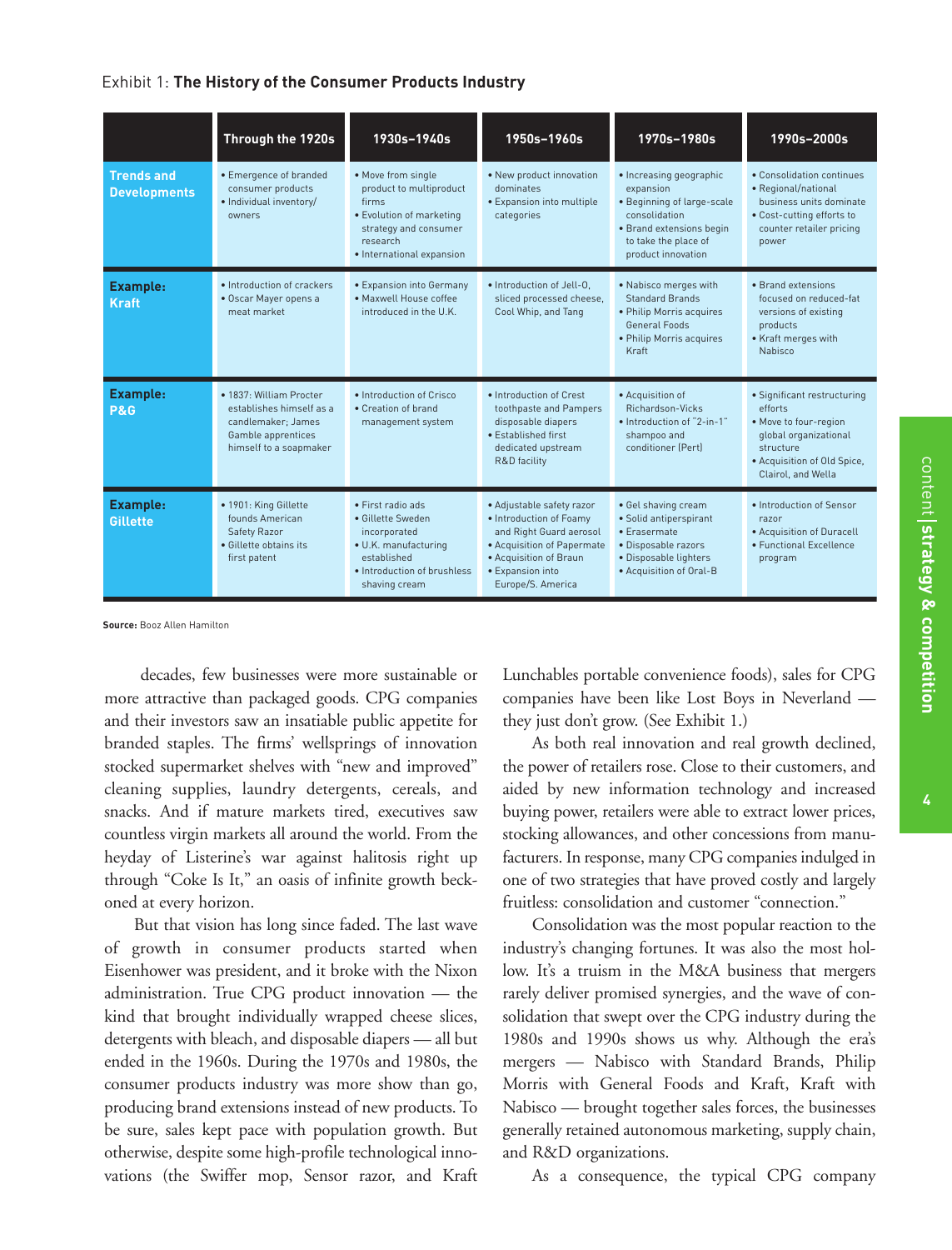Exhibit 1: **The History of the Consumer Products Industry**

| | Through the 1920s | 1930s–1940s | 1950s–1960s | 1970s–1980s | 1990s–2000s |
|---|---|---|---|---|---|
| **Trends and Developments** | • Emergence of branded consumer products<br>• Individual inventory/owners | • Move from single product to multiproduct firms<br>• Evolution of marketing strategy and consumer research<br>• International expansion | • New product innovation dominates<br>• Expansion into multiple categories | • Increasing geographic expansion<br>• Beginning of large-scale consolidation<br>• Brand extensions begin to take the place of product innovation | • Consolidation continues<br>• Regional/national business units dominate<br>• Cost-cutting efforts to counter retailer pricing power |
| **Example: Kraft** | • Introduction of crackers<br>• Oscar Mayer opens a meat market | • Expansion into Germany<br>• Maxwell House coffee introduced in the U.K. | • Introduction of Jell-O, sliced processed cheese, Cool Whip, and Tang | • Nabisco merges with Standard Brands<br>• Philip Morris acquires General Foods<br>• Philip Morris acquires Kraft | • Brand extensions focused on reduced-fat versions of existing products<br>• Kraft merges with Nabisco |
| **Example: P&G** | • 1837: William Procter establishes himself as a candlemaker; James Gamble apprentices himself to a soapmaker | • Introduction of Crisco<br>• Creation of brand management system | • Introduction of Crest toothpaste and Pampers disposable diapers<br>• Established first dedicated upstream R&D facility | • Acquisition of Richardson-Vicks<br>• Introduction of "2-in-1" shampoo and conditioner (Pert) | • Significant restructuring efforts<br>• Move to four-region global organizational structure<br>• Acquisition of Old Spice, Clairol, and Wella |
| **Example: Gillette** | • 1901: King Gillette founds American Safety Razor<br>• Gillette obtains its first patent | • First radio ads<br>• Gillette Sweden incorporated<br>• U.K. manufacturing established<br>• Introduction of brushless shaving cream | • Adjustable safety razor<br>• Introduction of Foamy and Right Guard aerosol<br>• Acquisition of Papermate<br>• Acquisition of Braun<br>• Expansion into Europe/S. America | • Gel shaving cream<br>• Solid antiperspirant<br>• Erasermate<br>• Disposable razors<br>• Disposable lighters<br>• Acquisition of Oral-B | • Introduction of Sensor razor<br>• Acquisition of Duracell<br>• Functional Excellence program |

**Source:** Booz Allen Hamilton

decades, few businesses were more sustainable or more attractive than packaged goods. CPG companies and their investors saw an insatiable public appetite for branded staples. The firms' wellsprings of innovation stocked supermarket shelves with "new and improved" cleaning supplies, laundry detergents, cereals, and snacks. And if mature markets tired, executives saw countless virgin markets all around the world. From the heyday of Listerine's war against halitosis right up through "Coke Is It," an oasis of infinite growth beckoned at every horizon.

But that vision has long since faded. The last wave of growth in consumer products started when Eisenhower was president, and it broke with the Nixon administration. True CPG product innovation — the kind that brought individually wrapped cheese slices, detergents with bleach, and disposable diapers — all but ended in the 1960s. During the 1970s and 1980s, the consumer products industry was more show than go, producing brand extensions instead of new products. To be sure, sales kept pace with population growth. But otherwise, despite some high-profile technological innovations (the Swiffer mop, Sensor razor, and Kraft Lunchables portable convenience foods), sales for CPG companies have been like Lost Boys in Neverland — they just don't grow. (See Exhibit 1.)

As both real innovation and real growth declined, the power of retailers rose. Close to their customers, and aided by new information technology and increased buying power, retailers were able to extract lower prices, stocking allowances, and other concessions from manufacturers. In response, many CPG companies indulged in one of two strategies that have proved costly and largely fruitless: consolidation and customer "connection."

Consolidation was the most popular reaction to the industry's changing fortunes. It was also the most hollow. It's a truism in the M&A business that mergers rarely deliver promised synergies, and the wave of consolidation that swept over the CPG industry during the 1980s and 1990s shows us why. Although the era's mergers — Nabisco with Standard Brands, Philip Morris with General Foods and Kraft, Kraft with Nabisco — brought together sales forces, the businesses generally retained autonomous marketing, supply chain, and R&D organizations.

As a consequence, the typical CPG company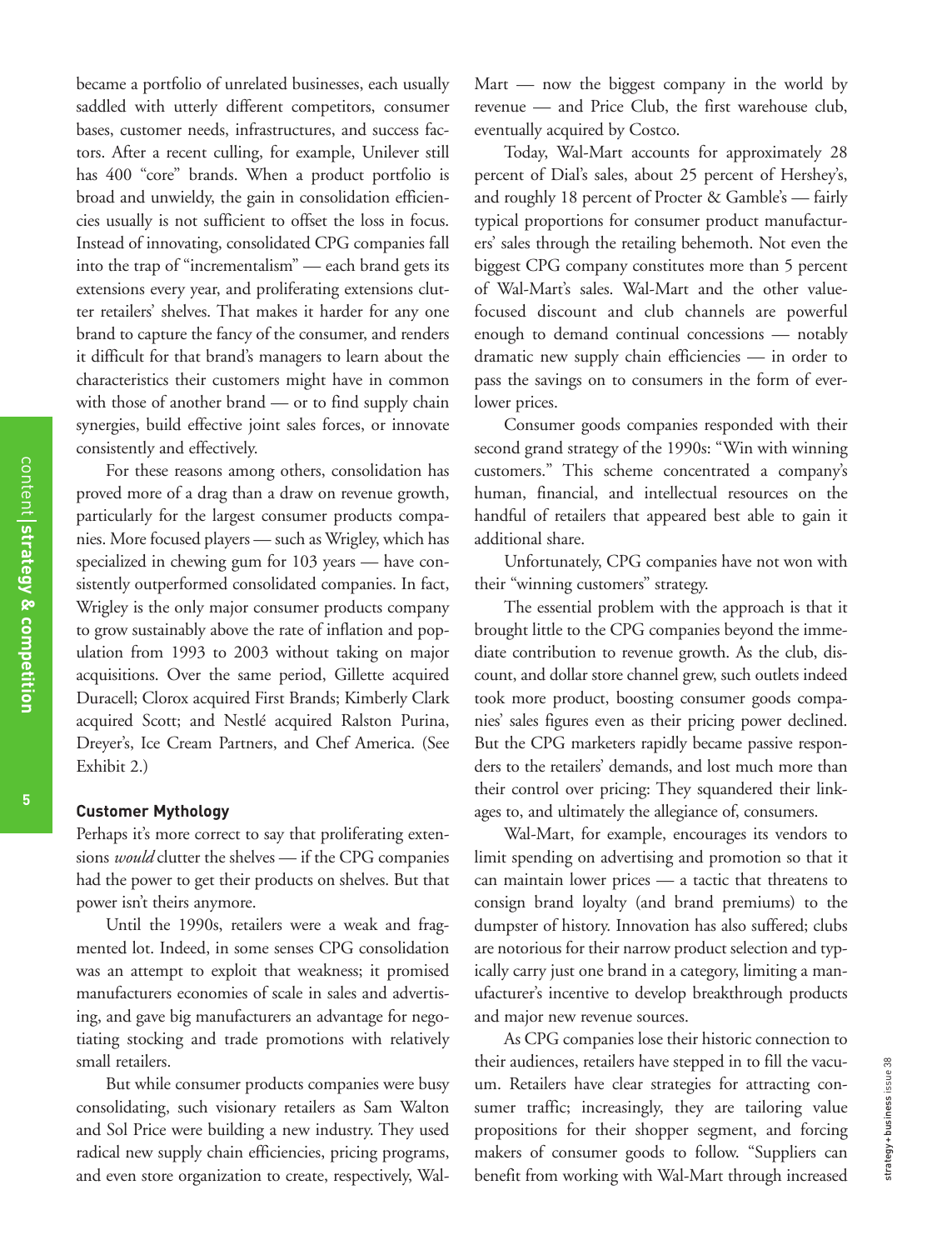became a portfolio of unrelated businesses, each usually saddled with utterly different competitors, consumer bases, customer needs, infrastructures, and success factors. After a recent culling, for example, Unilever still has 400 "core" brands. When a product portfolio is broad and unwieldy, the gain in consolidation efficiencies usually is not sufficient to offset the loss in focus. Instead of innovating, consolidated CPG companies fall into the trap of "incrementalism" — each brand gets its extensions every year, and proliferating extensions clutter retailers' shelves. That makes it harder for any one brand to capture the fancy of the consumer, and renders it difficult for that brand's managers to learn about the characteristics their customers might have in common with those of another brand — or to find supply chain synergies, build effective joint sales forces, or innovate consistently and effectively.

For these reasons among others, consolidation has proved more of a drag than a draw on revenue growth, particularly for the largest consumer products companies. More focused players — such as Wrigley, which has specialized in chewing gum for 103 years — have consistently outperformed consolidated companies. In fact, Wrigley is the only major consumer products company to grow sustainably above the rate of inflation and population from 1993 to 2003 without taking on major acquisitions. Over the same period, Gillette acquired Duracell; Clorox acquired First Brands; Kimberly Clark acquired Scott; and Nestlé acquired Ralston Purina, Dreyer's, Ice Cream Partners, and Chef America. (See Exhibit 2.)

### Customer Mythology

Perhaps it's more correct to say that proliferating extensions *would* clutter the shelves — if the CPG companies had the power to get their products on shelves. But that power isn't theirs anymore.

Until the 1990s, retailers were a weak and fragmented lot. Indeed, in some senses CPG consolidation was an attempt to exploit that weakness; it promised manufacturers economies of scale in sales and advertising, and gave big manufacturers an advantage for negotiating stocking and trade promotions with relatively small retailers.

But while consumer products companies were busy consolidating, such visionary retailers as Sam Walton and Sol Price were building a new industry. They used radical new supply chain efficiencies, pricing programs, and even store organization to create, respectively, Wal-Mart — now the biggest company in the world by revenue — and Price Club, the first warehouse club, eventually acquired by Costco.

Today, Wal-Mart accounts for approximately 28 percent of Dial's sales, about 25 percent of Hershey's, and roughly 18 percent of Procter & Gamble's — fairly typical proportions for consumer product manufacturers' sales through the retailing behemoth. Not even the biggest CPG company constitutes more than 5 percent of Wal-Mart's sales. Wal-Mart and the other value-focused discount and club channels are powerful enough to demand continual concessions — notably dramatic new supply chain efficiencies — in order to pass the savings on to consumers in the form of ever-lower prices.

Consumer goods companies responded with their second grand strategy of the 1990s: "Win with winning customers." This scheme concentrated a company's human, financial, and intellectual resources on the handful of retailers that appeared best able to gain it additional share.

Unfortunately, CPG companies have not won with their "winning customers" strategy.

The essential problem with the approach is that it brought little to the CPG companies beyond the immediate contribution to revenue growth. As the club, discount, and dollar store channel grew, such outlets indeed took more product, boosting consumer goods companies' sales figures even as their pricing power declined. But the CPG marketers rapidly became passive responders to the retailers' demands, and lost much more than their control over pricing: They squandered their linkages to, and ultimately the allegiance of, consumers.

Wal-Mart, for example, encourages its vendors to limit spending on advertising and promotion so that it can maintain lower prices — a tactic that threatens to consign brand loyalty (and brand premiums) to the dumpster of history. Innovation has also suffered; clubs are notorious for their narrow product selection and typically carry just one brand in a category, limiting a manufacturer's incentive to develop breakthrough products and major new revenue sources.

As CPG companies lose their historic connection to their audiences, retailers have stepped in to fill the vacuum. Retailers have clear strategies for attracting consumer traffic; increasingly, they are tailoring value propositions for their shopper segment, and forcing makers of consumer goods to follow. "Suppliers can benefit from working with Wal-Mart through increased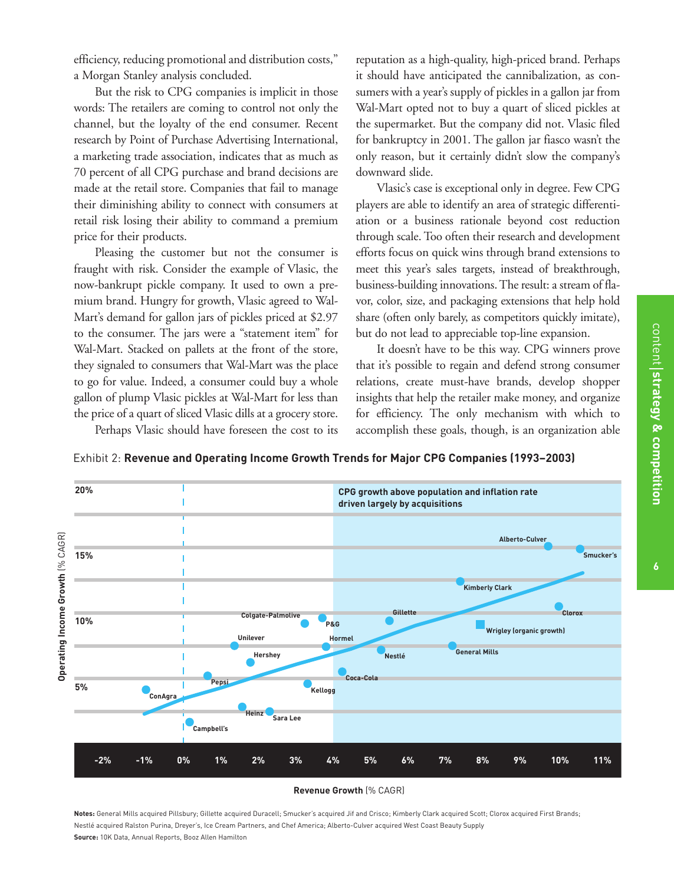efficiency, reducing promotional and distribution costs," a Morgan Stanley analysis concluded.

But the risk to CPG companies is implicit in those words: The retailers are coming to control not only the channel, but the loyalty of the end consumer. Recent research by Point of Purchase Advertising International, a marketing trade association, indicates that as much as 70 percent of all CPG purchase and brand decisions are made at the retail store. Companies that fail to manage their diminishing ability to connect with consumers at retail risk losing their ability to command a premium price for their products.

Pleasing the customer but not the consumer is fraught with risk. Consider the example of Vlasic, the now-bankrupt pickle company. It used to own a premium brand. Hungry for growth, Vlasic agreed to Wal-Mart's demand for gallon jars of pickles priced at $2.97 to the consumer. The jars were a "statement item" for Wal-Mart. Stacked on pallets at the front of the store, they signaled to consumers that Wal-Mart was the place to go for value. Indeed, a consumer could buy a whole gallon of plump Vlasic pickles at Wal-Mart for less than the price of a quart of sliced Vlasic dills at a grocery store.

Perhaps Vlasic should have foreseen the cost to its reputation as a high-quality, high-priced brand. Perhaps it should have anticipated the cannibalization, as consumers with a year's supply of pickles in a gallon jar from Wal-Mart opted not to buy a quart of sliced pickles at the supermarket. But the company did not. Vlasic filed for bankruptcy in 2001. The gallon jar fiasco wasn't the only reason, but it certainly didn't slow the company's downward slide.

Vlasic's case is exceptional only in degree. Few CPG players are able to identify an area of strategic differentiation or a business rationale beyond cost reduction through scale. Too often their research and development efforts focus on quick wins through brand extensions to meet this year's sales targets, instead of breakthrough, business-building innovations. The result: a stream of flavor, color, size, and packaging extensions that help hold share (often only barely, as competitors quickly imitate), but do not lead to appreciable top-line expansion.

It doesn't have to be this way. CPG winners prove that it's possible to regain and defend strong consumer relations, create must-have brands, develop shopper insights that help the retailer make money, and organize for efficiency. The only mechanism with which to accomplish these goals, though, is an organization able

Exhibit 2: **Revenue and Operating Income Growth Trends for Major CPG Companies (1993–2003)**

CPG growth above population and inflation rate driven largely by acquisitions

Operating Income Growth (% CAGR)

20%
15%
10%
5%

Alberto-Culver, Smucker's, Kimberly Clark, Clorox, Gillette, Wrigley (organic growth), Colgate-Palmolive, P&G, Hormel, Unilever, Nestlé, General Mills, Hershey, Coca-Cola, Pepsi, Kellogg, ConAgra, Heinz, Sara Lee, Campbell's

-2% -1% 0% 1% 2% 3% 4% 5% 6% 7% 8% 9% 10% 11%

Revenue Growth (% CAGR)

**Notes:** General Mills acquired Pillsbury; Gillette acquired Duracell; Smucker's acquired Jif and Crisco; Kimberly Clark acquired Scott; Clorox acquired First Brands; Nestlé acquired Ralston Purina, Dreyer's, Ice Cream Partners, and Chef America; Alberto-Culver acquired West Coast Beauty Supply

**Source:** 10K Data, Annual Reports, Booz Allen Hamilton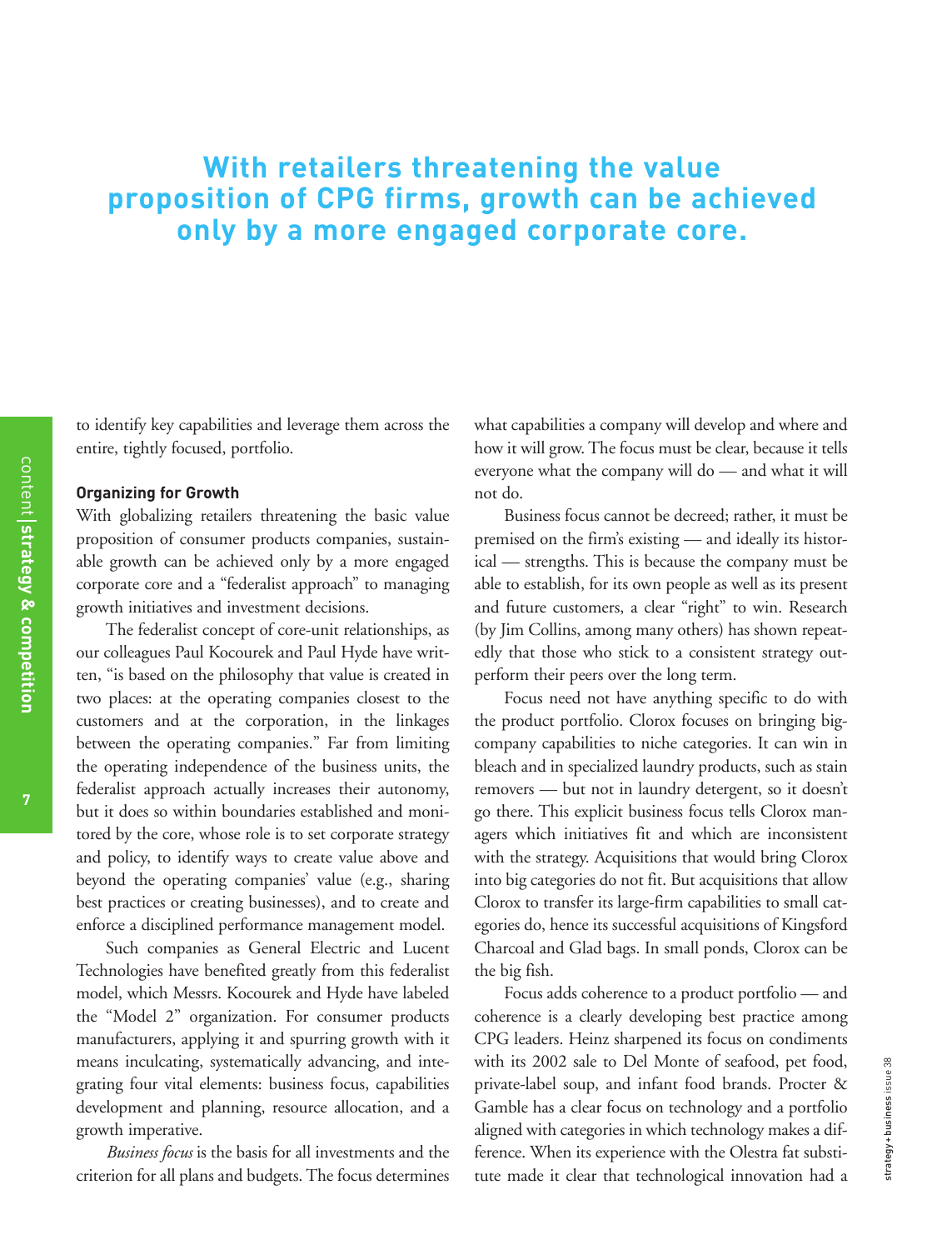**With retailers threatening the value proposition of CPG firms, growth can be achieved only by a more engaged corporate core.**

to identify key capabilities and leverage them across the entire, tightly focused, portfolio.

#### Organizing for Growth

With globalizing retailers threatening the basic value proposition of consumer products companies, sustainable growth can be achieved only by a more engaged corporate core and a "federalist approach" to managing growth initiatives and investment decisions.

The federalist concept of core-unit relationships, as our colleagues Paul Kocourek and Paul Hyde have written, "is based on the philosophy that value is created in two places: at the operating companies closest to the customers and at the corporation, in the linkages between the operating companies." Far from limiting the operating independence of the business units, the federalist approach actually increases their autonomy, but it does so within boundaries established and monitored by the core, whose role is to set corporate strategy and policy, to identify ways to create value above and beyond the operating companies' value (e.g., sharing best practices or creating businesses), and to create and enforce a disciplined performance management model.

Such companies as General Electric and Lucent Technologies have benefited greatly from this federalist model, which Messrs. Kocourek and Hyde have labeled the "Model 2" organization. For consumer products manufacturers, applying it and spurring growth with it means inculcating, systematically advancing, and integrating four vital elements: business focus, capabilities development and planning, resource allocation, and a growth imperative.

*Business focus* is the basis for all investments and the criterion for all plans and budgets. The focus determines what capabilities a company will develop and where and how it will grow. The focus must be clear, because it tells everyone what the company will do — and what it will not do.

Business focus cannot be decreed; rather, it must be premised on the firm's existing — and ideally its historical — strengths. This is because the company must be able to establish, for its own people as well as its present and future customers, a clear "right" to win. Research (by Jim Collins, among many others) has shown repeatedly that those who stick to a consistent strategy outperform their peers over the long term.

Focus need not have anything specific to do with the product portfolio. Clorox focuses on bringing big-company capabilities to niche categories. It can win in bleach and in specialized laundry products, such as stain removers — but not in laundry detergent, so it doesn't go there. This explicit business focus tells Clorox managers which initiatives fit and which are inconsistent with the strategy. Acquisitions that would bring Clorox into big categories do not fit. But acquisitions that allow Clorox to transfer its large-firm capabilities to small categories do, hence its successful acquisitions of Kingsford Charcoal and Glad bags. In small ponds, Clorox can be the big fish.

Focus adds coherence to a product portfolio — and coherence is a clearly developing best practice among CPG leaders. Heinz sharpened its focus on condiments with its 2002 sale to Del Monte of seafood, pet food, private-label soup, and infant food brands. Procter & Gamble has a clear focus on technology and a portfolio aligned with categories in which technology makes a difference. When its experience with the Olestra fat substitute made it clear that technological innovation had a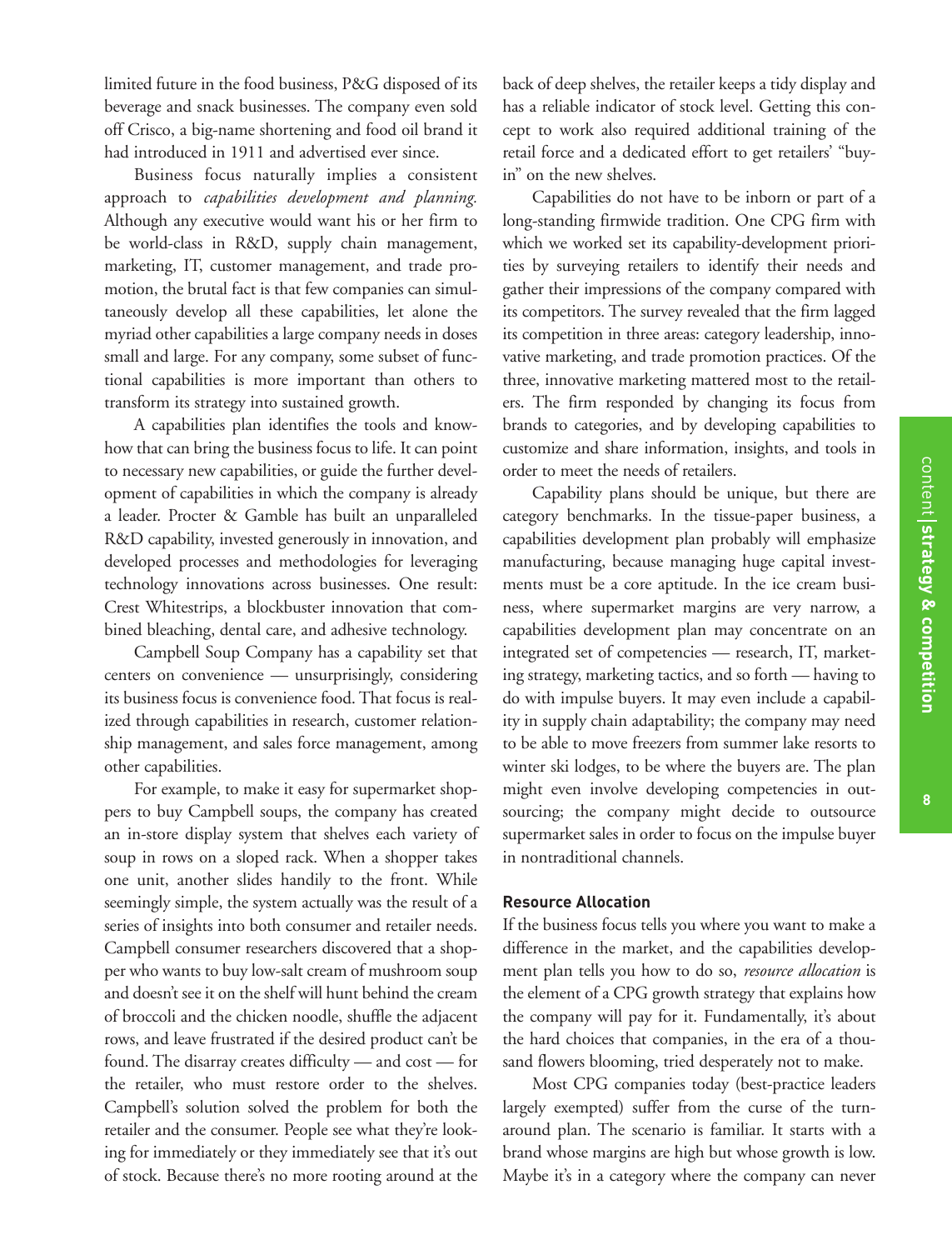limited future in the food business, P&G disposed of its beverage and snack businesses. The company even sold off Crisco, a big-name shortening and food oil brand it had introduced in 1911 and advertised ever since.

Business focus naturally implies a consistent approach to *capabilities development and planning.* Although any executive would want his or her firm to be world-class in R&D, supply chain management, marketing, IT, customer management, and trade promotion, the brutal fact is that few companies can simultaneously develop all these capabilities, let alone the myriad other capabilities a large company needs in doses small and large. For any company, some subset of functional capabilities is more important than others to transform its strategy into sustained growth.

A capabilities plan identifies the tools and know-how that can bring the business focus to life. It can point to necessary new capabilities, or guide the further development of capabilities in which the company is already a leader. Procter & Gamble has built an unparalleled R&D capability, invested generously in innovation, and developed processes and methodologies for leveraging technology innovations across businesses. One result: Crest Whitestrips, a blockbuster innovation that combined bleaching, dental care, and adhesive technology.

Campbell Soup Company has a capability set that centers on convenience — unsurprisingly, considering its business focus is convenience food. That focus is realized through capabilities in research, customer relationship management, and sales force management, among other capabilities.

For example, to make it easy for supermarket shoppers to buy Campbell soups, the company has created an in-store display system that shelves each variety of soup in rows on a sloped rack. When a shopper takes one unit, another slides handily to the front. While seemingly simple, the system actually was the result of a series of insights into both consumer and retailer needs. Campbell consumer researchers discovered that a shopper who wants to buy low-salt cream of mushroom soup and doesn't see it on the shelf will hunt behind the cream of broccoli and the chicken noodle, shuffle the adjacent rows, and leave frustrated if the desired product can't be found. The disarray creates difficulty — and cost — for the retailer, who must restore order to the shelves. Campbell's solution solved the problem for both the retailer and the consumer. People see what they're looking for immediately or they immediately see that it's out of stock. Because there's no more rooting around at the back of deep shelves, the retailer keeps a tidy display and has a reliable indicator of stock level. Getting this concept to work also required additional training of the retail force and a dedicated effort to get retailers' "buy-in" on the new shelves.

Capabilities do not have to be inborn or part of a long-standing firmwide tradition. One CPG firm with which we worked set its capability-development priorities by surveying retailers to identify their needs and gather their impressions of the company compared with its competitors. The survey revealed that the firm lagged its competition in three areas: category leadership, innovative marketing, and trade promotion practices. Of the three, innovative marketing mattered most to the retailers. The firm responded by changing its focus from brands to categories, and by developing capabilities to customize and share information, insights, and tools in order to meet the needs of retailers.

Capability plans should be unique, but there are category benchmarks. In the tissue-paper business, a capabilities development plan probably will emphasize manufacturing, because managing huge capital investments must be a core aptitude. In the ice cream business, where supermarket margins are very narrow, a capabilities development plan may concentrate on an integrated set of competencies — research, IT, marketing strategy, marketing tactics, and so forth — having to do with impulse buyers. It may even include a capability in supply chain adaptability; the company may need to be able to move freezers from summer lake resorts to winter ski lodges, to be where the buyers are. The plan might even involve developing competencies in outsourcing; the company might decide to outsource supermarket sales in order to focus on the impulse buyer in nontraditional channels.

### Resource Allocation

If the business focus tells you where you want to make a difference in the market, and the capabilities development plan tells you how to do so, *resource allocation* is the element of a CPG growth strategy that explains how the company will pay for it. Fundamentally, it's about the hard choices that companies, in the era of a thousand flowers blooming, tried desperately not to make.

Most CPG companies today (best-practice leaders largely exempted) suffer from the curse of the turnaround plan. The scenario is familiar. It starts with a brand whose margins are high but whose growth is low. Maybe it's in a category where the company can never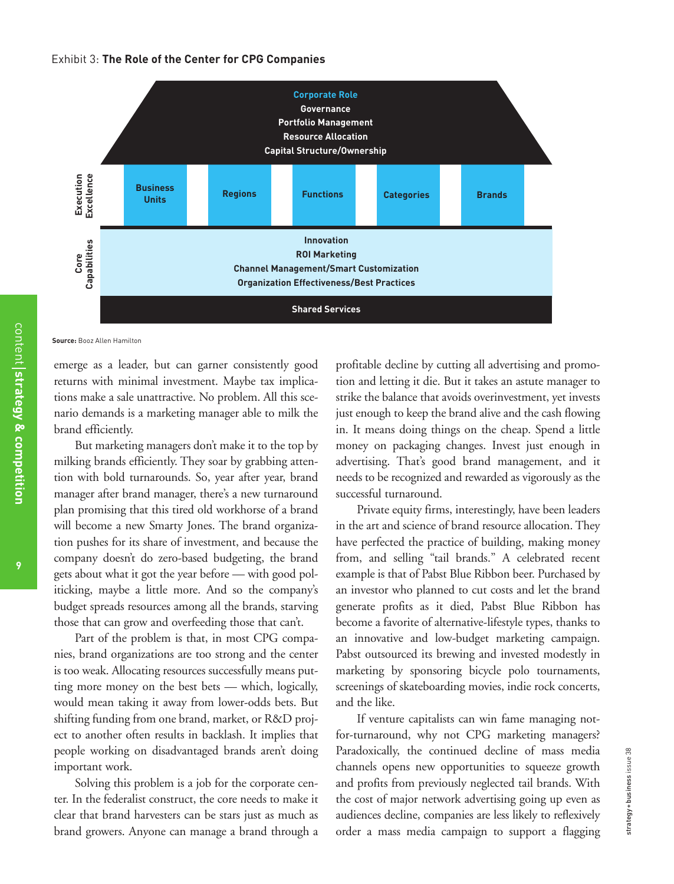Exhibit 3: **The Role of the Center for CPG Companies**

Corporate Role
Governance
Portfolio Management
Resource Allocation
Capital Structure/Ownership

Execution Excellence
Business Units
Regions
Functions
Categories
Brands

Core Capabilities
Innovation
ROI Marketing
Channel Management/Smart Customization
Organization Effectiveness/Best Practices

Shared Services

**Source:** Booz Allen Hamilton

emerge as a leader, but can garner consistently good returns with minimal investment. Maybe tax implications make a sale unattractive. No problem. All this scenario demands is a marketing manager able to milk the brand efficiently.

But marketing managers don't make it to the top by milking brands efficiently. They soar by grabbing attention with bold turnarounds. So, year after year, brand manager after brand manager, there's a new turnaround plan promising that this tired old workhorse of a brand will become a new Smarty Jones. The brand organization pushes for its share of investment, and because the company doesn't do zero-based budgeting, the brand gets about what it got the year before — with good politicking, maybe a little more. And so the company's budget spreads resources among all the brands, starving those that can grow and overfeeding those that can't.

Part of the problem is that, in most CPG companies, brand organizations are too strong and the center is too weak. Allocating resources successfully means putting more money on the best bets — which, logically, would mean taking it away from lower-odds bets. But shifting funding from one brand, market, or R&D project to another often results in backlash. It implies that people working on disadvantaged brands aren't doing important work.

Solving this problem is a job for the corporate center. In the federalist construct, the core needs to make it clear that brand harvesters can be stars just as much as brand growers. Anyone can manage a brand through a profitable decline by cutting all advertising and promotion and letting it die. But it takes an astute manager to strike the balance that avoids overinvestment, yet invests just enough to keep the brand alive and the cash flowing in. It means doing things on the cheap. Spend a little money on packaging changes. Invest just enough in advertising. That's good brand management, and it needs to be recognized and rewarded as vigorously as the successful turnaround.

Private equity firms, interestingly, have been leaders in the art and science of brand resource allocation. They have perfected the practice of building, making money from, and selling "tail brands." A celebrated recent example is that of Pabst Blue Ribbon beer. Purchased by an investor who planned to cut costs and let the brand generate profits as it died, Pabst Blue Ribbon has become a favorite of alternative-lifestyle types, thanks to an innovative and low-budget marketing campaign. Pabst outsourced its brewing and invested modestly in marketing by sponsoring bicycle polo tournaments, screenings of skateboarding movies, indie rock concerts, and the like.

If venture capitalists can win fame managing not-for-turnaround, why not CPG marketing managers? Paradoxically, the continued decline of mass media channels opens new opportunities to squeeze growth and profits from previously neglected tail brands. With the cost of major network advertising going up even as audiences decline, companies are less likely to reflexively order a mass media campaign to support a flagging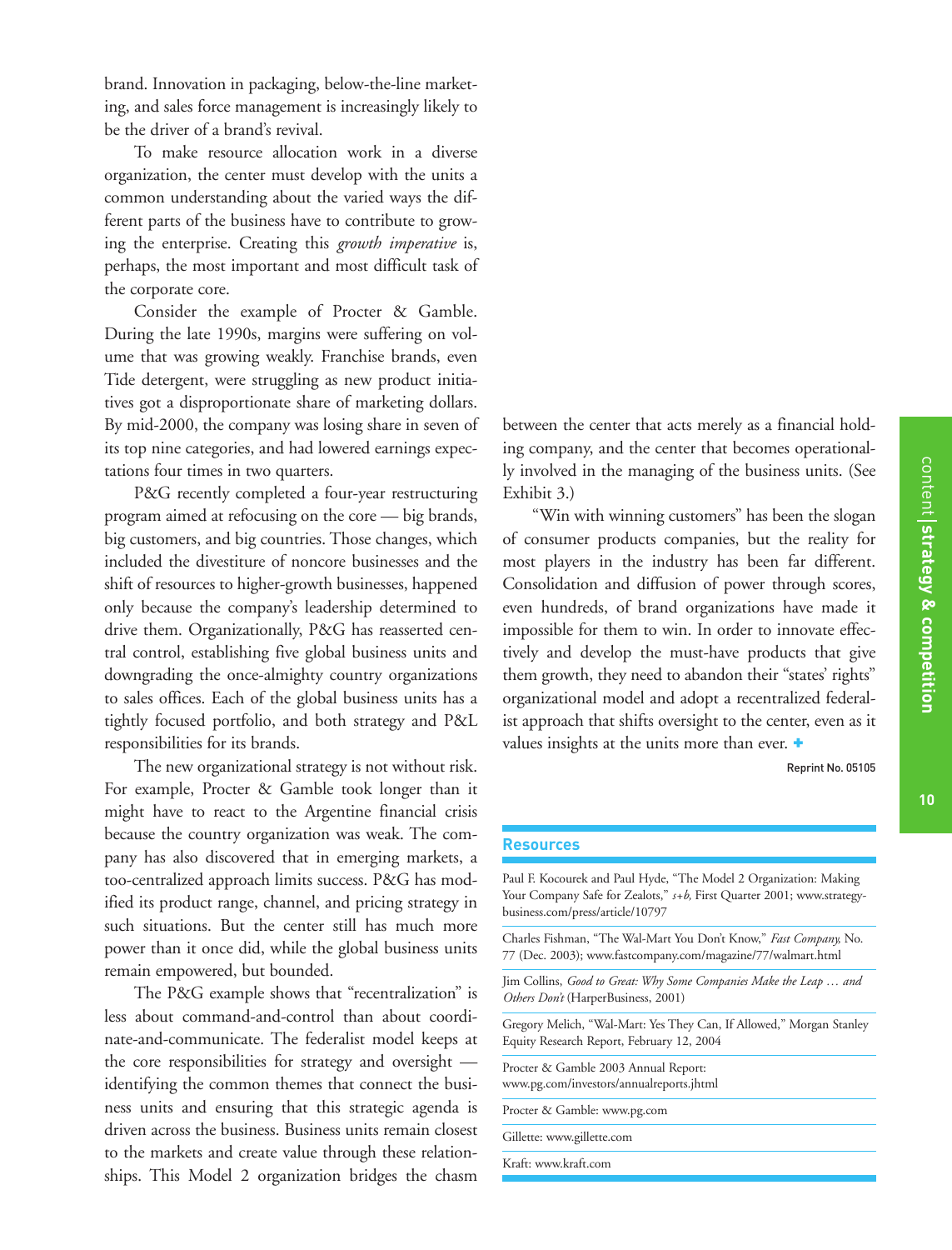brand. Innovation in packaging, below-the-line marketing, and sales force management is increasingly likely to be the driver of a brand's revival.

To make resource allocation work in a diverse organization, the center must develop with the units a common understanding about the varied ways the different parts of the business have to contribute to growing the enterprise. Creating this *growth imperative* is, perhaps, the most important and most difficult task of the corporate core.

Consider the example of Procter & Gamble. During the late 1990s, margins were suffering on volume that was growing weakly. Franchise brands, even Tide detergent, were struggling as new product initiatives got a disproportionate share of marketing dollars. By mid-2000, the company was losing share in seven of its top nine categories, and had lowered earnings expectations four times in two quarters.

P&G recently completed a four-year restructuring program aimed at refocusing on the core — big brands, big customers, and big countries. Those changes, which included the divestiture of noncore businesses and the shift of resources to higher-growth businesses, happened only because the company's leadership determined to drive them. Organizationally, P&G has reasserted central control, establishing five global business units and downgrading the once-almighty country organizations to sales offices. Each of the global business units has a tightly focused portfolio, and both strategy and P&L responsibilities for its brands.

The new organizational strategy is not without risk. For example, Procter & Gamble took longer than it might have to react to the Argentine financial crisis because the country organization was weak. The company has also discovered that in emerging markets, a too-centralized approach limits success. P&G has modified its product range, channel, and pricing strategy in such situations. But the center still has much more power than it once did, while the global business units remain empowered, but bounded.

The P&G example shows that "recentralization" is less about command-and-control than about coordinate-and-communicate. The federalist model keeps at the core responsibilities for strategy and oversight — identifying the common themes that connect the business units and ensuring that this strategic agenda is driven across the business. Business units remain closest to the markets and create value through these relationships. This Model 2 organization bridges the chasm between the center that acts merely as a financial holding company, and the center that becomes operationally involved in the managing of the business units. (See Exhibit 3.)

"Win with winning customers" has been the slogan of consumer products companies, but the reality for most players in the industry has been far different. Consolidation and diffusion of power through scores, even hundreds, of brand organizations have made it impossible for them to win. In order to innovate effectively and develop the must-have products that give them growth, they need to abandon their "states' rights" organizational model and adopt a recentralized federalist approach that shifts oversight to the center, even as it values insights at the units more than ever. +

Reprint No. 05105

## Resources

Paul F. Kocourek and Paul Hyde, "The Model 2 Organization: Making Your Company Safe for Zealots," *s+b*, First Quarter 2001; www.strategy-business.com/press/article/10797

Charles Fishman, "The Wal-Mart You Don't Know," *Fast Company*, No. 77 (Dec. 2003); www.fastcompany.com/magazine/77/walmart.html

Jim Collins, *Good to Great: Why Some Companies Make the Leap … and Others Don't* (HarperBusiness, 2001)

Gregory Melich, "Wal-Mart: Yes They Can, If Allowed," Morgan Stanley Equity Research Report, February 12, 2004

Procter & Gamble 2003 Annual Report: www.pg.com/investors/annualreports.jhtml

Procter & Gamble: www.pg.com

Gillette: www.gillette.com

Kraft: www.kraft.com